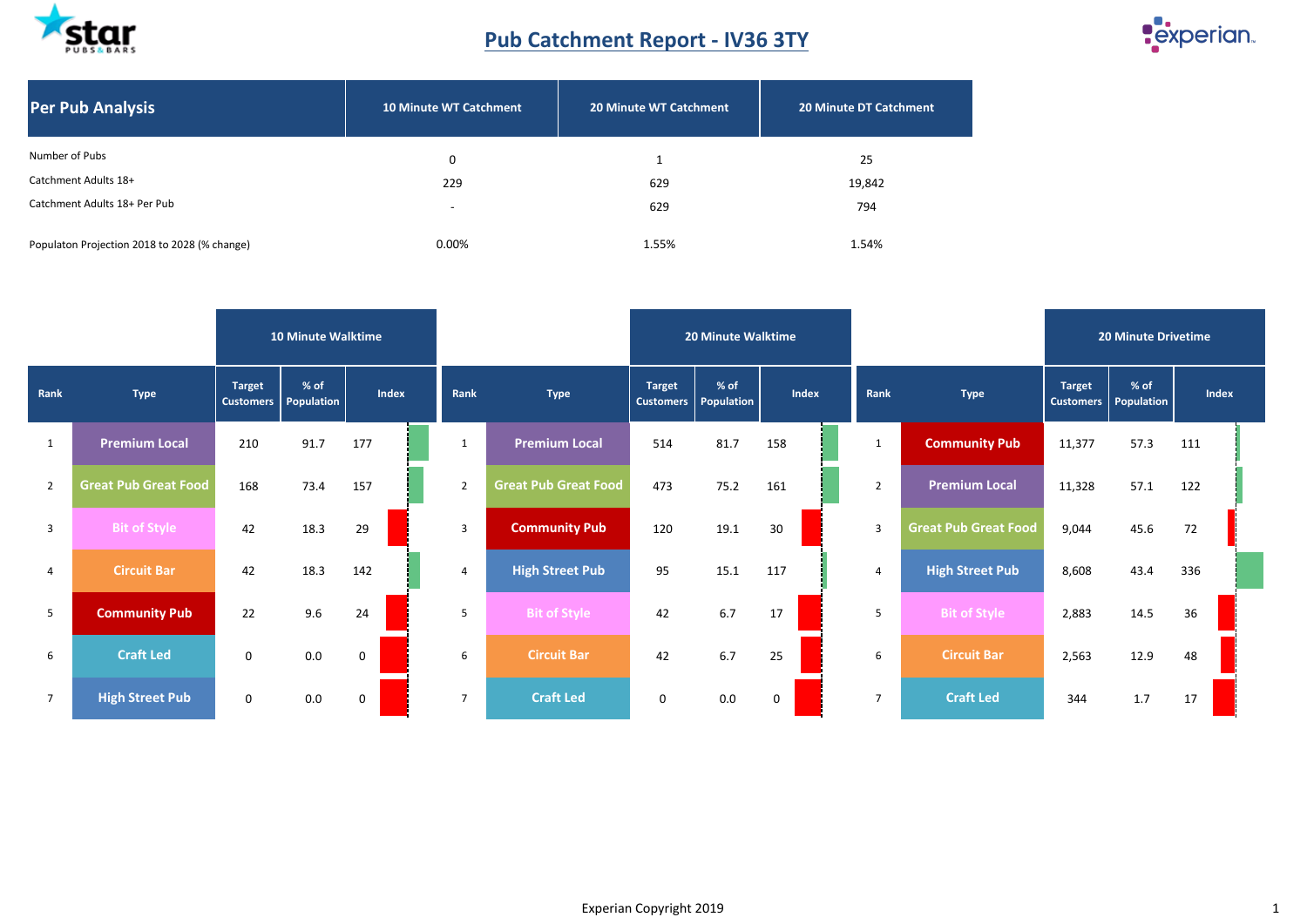# Pub Catchment Report - IV36 3TY

| Per Pub Analysis | 10 Minute WT Catchment | 20 Minute WT Catchment | 20 Minute DT Catchment |
|---|---|---|---|
| Number of Pubs | 0 | 1 | 25 |
| Catchment Adults 18+ | 229 | 629 | 19,842 |
| Catchment Adults 18+ Per Pub | - | 629 | 794 |
| Populaton Projection 2018 to 2028 (% change) | 0.00% | 1.55% | 1.54% |

| | | 10 Minute Walktime | | | | | 20 Minute Walktime | | | | | 20 Minute Drivetime | | |
|---|---|---|---|---|---|---|---|---|---|---|---|---|---|---|
| Rank | Type | Target Customers | % of Population | Index | Rank | Type | Target Customers | % of Population | Index | Rank | Type | Target Customers | % of Population | Index |
| 1 | Premium Local | 210 | 91.7 | 177 | 1 | Premium Local | 514 | 81.7 | 158 | 1 | Community Pub | 11,377 | 57.3 | 111 |
| 2 | Great Pub Great Food | 168 | 73.4 | 157 | 2 | Great Pub Great Food | 473 | 75.2 | 161 | 2 | Premium Local | 11,328 | 57.1 | 122 |
| 3 | Bit of Style | 42 | 18.3 | 29 | 3 | Community Pub | 120 | 19.1 | 30 | 3 | Great Pub Great Food | 9,044 | 45.6 | 72 |
| 4 | Circuit Bar | 42 | 18.3 | 142 | 4 | High Street Pub | 95 | 15.1 | 117 | 4 | High Street Pub | 8,608 | 43.4 | 336 |
| 5 | Community Pub | 22 | 9.6 | 24 | 5 | Bit of Style | 42 | 6.7 | 17 | 5 | Bit of Style | 2,883 | 14.5 | 36 |
| 6 | Craft Led | 0 | 0.0 | 0 | 6 | Circuit Bar | 42 | 6.7 | 25 | 6 | Circuit Bar | 2,563 | 12.9 | 48 |
| 7 | High Street Pub | 0 | 0.0 | 0 | 7 | Craft Led | 0 | 0.0 | 0 | 7 | Craft Led | 344 | 1.7 | 17 |

Experian Copyright 2019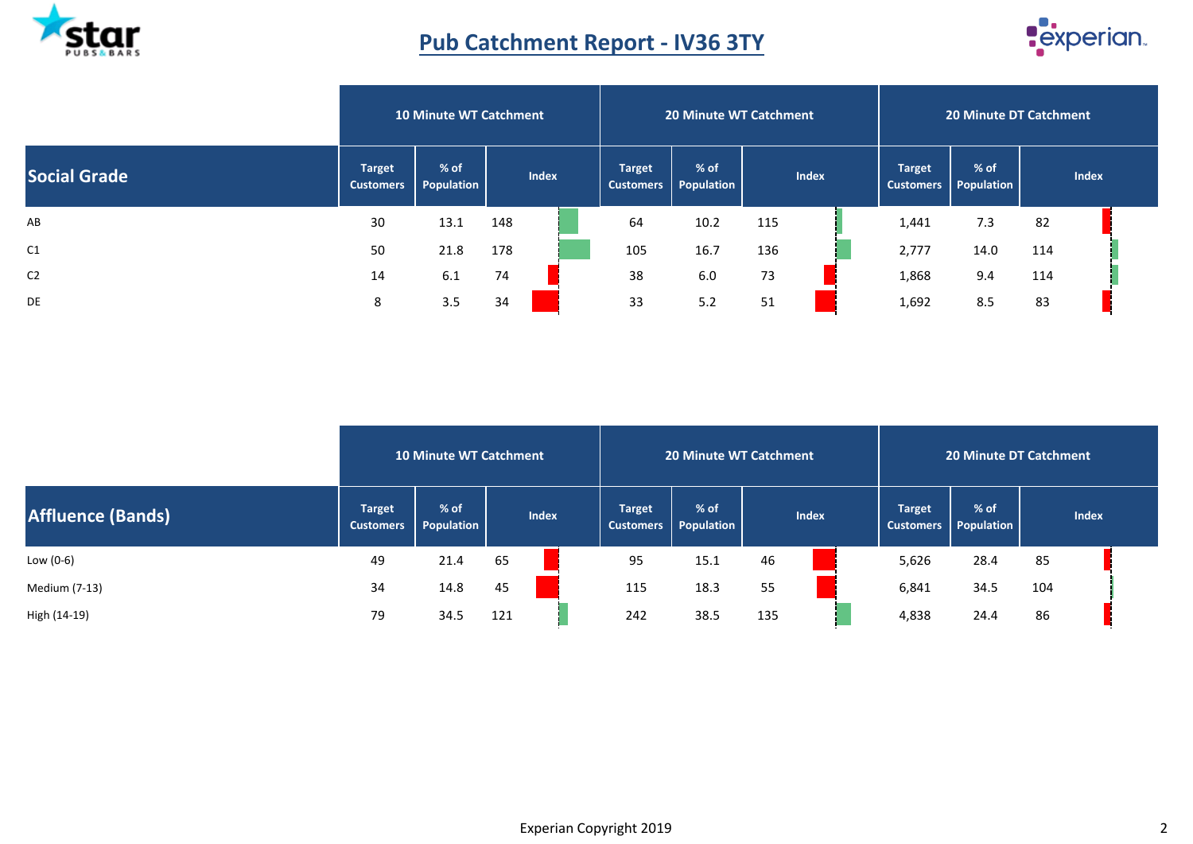# Pub Catchment Report - IV36 3TY

| Social Grade | 10 Minute WT Catchment | | | 20 Minute WT Catchment | | | 20 Minute DT Catchment | | |
|---|---|---|---|---|---|---|---|---|---|
| | Target Customers | % of Population | Index | Target Customers | % of Population | Index | Target Customers | % of Population | Index |
| AB | 30 | 13.1 | 148 | 64 | 10.2 | 115 | 1,441 | 7.3 | 82 |
| C1 | 50 | 21.8 | 178 | 105 | 16.7 | 136 | 2,777 | 14.0 | 114 |
| C2 | 14 | 6.1 | 74 | 38 | 6.0 | 73 | 1,868 | 9.4 | 114 |
| DE | 8 | 3.5 | 34 | 33 | 5.2 | 51 | 1,692 | 8.5 | 83 |

| Affluence (Bands) | 10 Minute WT Catchment | | | 20 Minute WT Catchment | | | 20 Minute DT Catchment | | |
|---|---|---|---|---|---|---|---|---|---|
| | Target Customers | % of Population | Index | Target Customers | % of Population | Index | Target Customers | % of Population | Index |
| Low (0-6) | 49 | 21.4 | 65 | 95 | 15.1 | 46 | 5,626 | 28.4 | 85 |
| Medium (7-13) | 34 | 14.8 | 45 | 115 | 18.3 | 55 | 6,841 | 34.5 | 104 |
| High (14-19) | 79 | 34.5 | 121 | 242 | 38.5 | 135 | 4,838 | 24.4 | 86 |

Experian Copyright 2019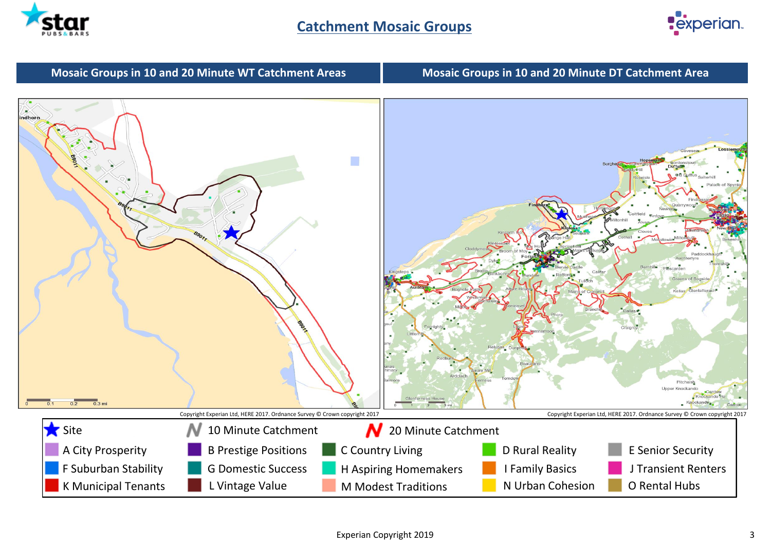# Catchment Mosaic Groups

## Mosaic Groups in 10 and 20 Minute WT Catchment Areas

Copyright Experian Ltd, HERE 2017. Ordnance Survey © Crown copyright 2017

## Mosaic Groups in 10 and 20 Minute DT Catchment Area

Copyright Experian Ltd, HERE 2017. Ordnance Survey © Crown copyright 2017

| | | | | |
|---|---|---|---|---|
| Site | 10 Minute Catchment | 20 Minute Catchment | | |
| A City Prosperity | B Prestige Positions | C Country Living | D Rural Reality | E Senior Security |
| F Suburban Stability | G Domestic Success | H Aspiring Homemakers | I Family Basics | J Transient Renters |
| K Municipal Tenants | L Vintage Value | M Modest Traditions | N Urban Cohesion | O Rental Hubs |

Experian Copyright 2019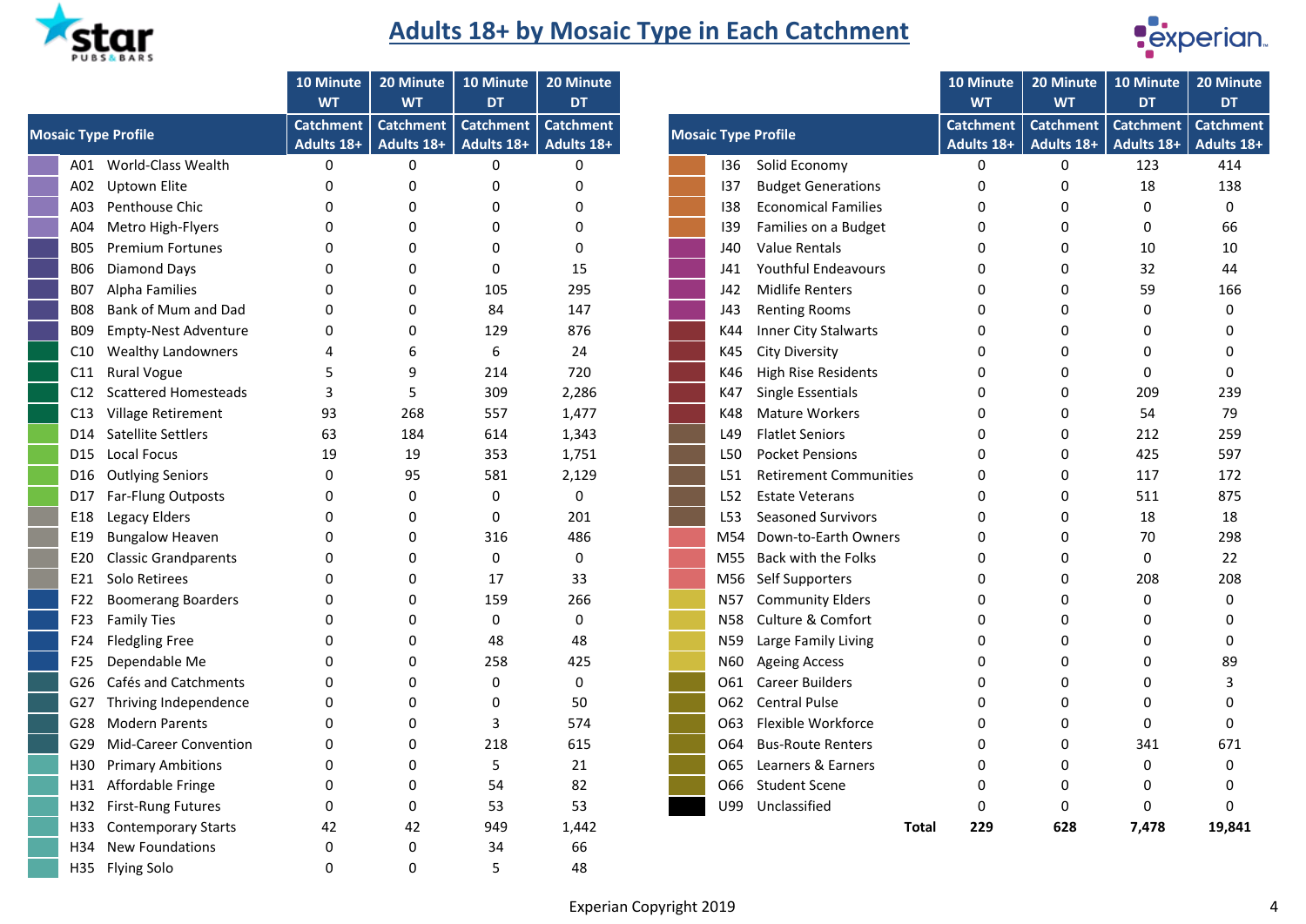# Adults 18+ by Mosaic Type in Each Catchment

| Mosaic Type Profile | | 10 Minute WT Catchment Adults 18+ | 20 Minute WT Catchment Adults 18+ | 10 Minute DT Catchment Adults 18+ | 20 Minute DT Catchment Adults 18+ |
|---|---|---|---|---|---|
| A01 | World-Class Wealth | 0 | 0 | 0 | 0 |
| A02 | Uptown Elite | 0 | 0 | 0 | 0 |
| A03 | Penthouse Chic | 0 | 0 | 0 | 0 |
| A04 | Metro High-Flyers | 0 | 0 | 0 | 0 |
| B05 | Premium Fortunes | 0 | 0 | 0 | 0 |
| B06 | Diamond Days | 0 | 0 | 0 | 15 |
| B07 | Alpha Families | 0 | 0 | 105 | 295 |
| B08 | Bank of Mum and Dad | 0 | 0 | 84 | 147 |
| B09 | Empty-Nest Adventure | 0 | 0 | 129 | 876 |
| C10 | Wealthy Landowners | 4 | 6 | 6 | 24 |
| C11 | Rural Vogue | 5 | 9 | 214 | 720 |
| C12 | Scattered Homesteads | 3 | 5 | 309 | 2,286 |
| C13 | Village Retirement | 93 | 268 | 557 | 1,477 |
| D14 | Satellite Settlers | 63 | 184 | 614 | 1,343 |
| D15 | Local Focus | 19 | 19 | 353 | 1,751 |
| D16 | Outlying Seniors | 0 | 95 | 581 | 2,129 |
| D17 | Far-Flung Outposts | 0 | 0 | 0 | 0 |
| E18 | Legacy Elders | 0 | 0 | 0 | 201 |
| E19 | Bungalow Heaven | 0 | 0 | 316 | 486 |
| E20 | Classic Grandparents | 0 | 0 | 0 | 0 |
| E21 | Solo Retirees | 0 | 0 | 17 | 33 |
| F22 | Boomerang Boarders | 0 | 0 | 159 | 266 |
| F23 | Family Ties | 0 | 0 | 0 | 0 |
| F24 | Fledgling Free | 0 | 0 | 48 | 48 |
| F25 | Dependable Me | 0 | 0 | 258 | 425 |
| G26 | Cafés and Catchments | 0 | 0 | 0 | 0 |
| G27 | Thriving Independence | 0 | 0 | 0 | 50 |
| G28 | Modern Parents | 0 | 0 | 3 | 574 |
| G29 | Mid-Career Convention | 0 | 0 | 218 | 615 |
| H30 | Primary Ambitions | 0 | 0 | 5 | 21 |
| H31 | Affordable Fringe | 0 | 0 | 54 | 82 |
| H32 | First-Rung Futures | 0 | 0 | 53 | 53 |
| H33 | Contemporary Starts | 42 | 42 | 949 | 1,442 |
| H34 | New Foundations | 0 | 0 | 34 | 66 |
| H35 | Flying Solo | 0 | 0 | 5 | 48 |
| I36 | Solid Economy | 0 | 0 | 123 | 414 |
| I37 | Budget Generations | 0 | 0 | 18 | 138 |
| I38 | Economical Families | 0 | 0 | 0 | 0 |
| I39 | Families on a Budget | 0 | 0 | 0 | 66 |
| J40 | Value Rentals | 0 | 0 | 10 | 10 |
| J41 | Youthful Endeavours | 0 | 0 | 32 | 44 |
| J42 | Midlife Renters | 0 | 0 | 59 | 166 |
| J43 | Renting Rooms | 0 | 0 | 0 | 0 |
| K44 | Inner City Stalwarts | 0 | 0 | 0 | 0 |
| K45 | City Diversity | 0 | 0 | 0 | 0 |
| K46 | High Rise Residents | 0 | 0 | 0 | 0 |
| K47 | Single Essentials | 0 | 0 | 209 | 239 |
| K48 | Mature Workers | 0 | 0 | 54 | 79 |
| L49 | Flatlet Seniors | 0 | 0 | 212 | 259 |
| L50 | Pocket Pensions | 0 | 0 | 425 | 597 |
| L51 | Retirement Communities | 0 | 0 | 117 | 172 |
| L52 | Estate Veterans | 0 | 0 | 511 | 875 |
| L53 | Seasoned Survivors | 0 | 0 | 18 | 18 |
| M54 | Down-to-Earth Owners | 0 | 0 | 70 | 298 |
| M55 | Back with the Folks | 0 | 0 | 0 | 22 |
| M56 | Self Supporters | 0 | 0 | 208 | 208 |
| N57 | Community Elders | 0 | 0 | 0 | 0 |
| N58 | Culture & Comfort | 0 | 0 | 0 | 0 |
| N59 | Large Family Living | 0 | 0 | 0 | 0 |
| N60 | Ageing Access | 0 | 0 | 0 | 89 |
| O61 | Career Builders | 0 | 0 | 0 | 3 |
| O62 | Central Pulse | 0 | 0 | 0 | 0 |
| O63 | Flexible Workforce | 0 | 0 | 0 | 0 |
| O64 | Bus-Route Renters | 0 | 0 | 341 | 671 |
| O65 | Learners & Earners | 0 | 0 | 0 | 0 |
| O66 | Student Scene | 0 | 0 | 0 | 0 |
| U99 | Unclassified | 0 | 0 | 0 | 0 |
| | **Total** | **229** | **628** | **7,478** | **19,841** |

Experian Copyright 2019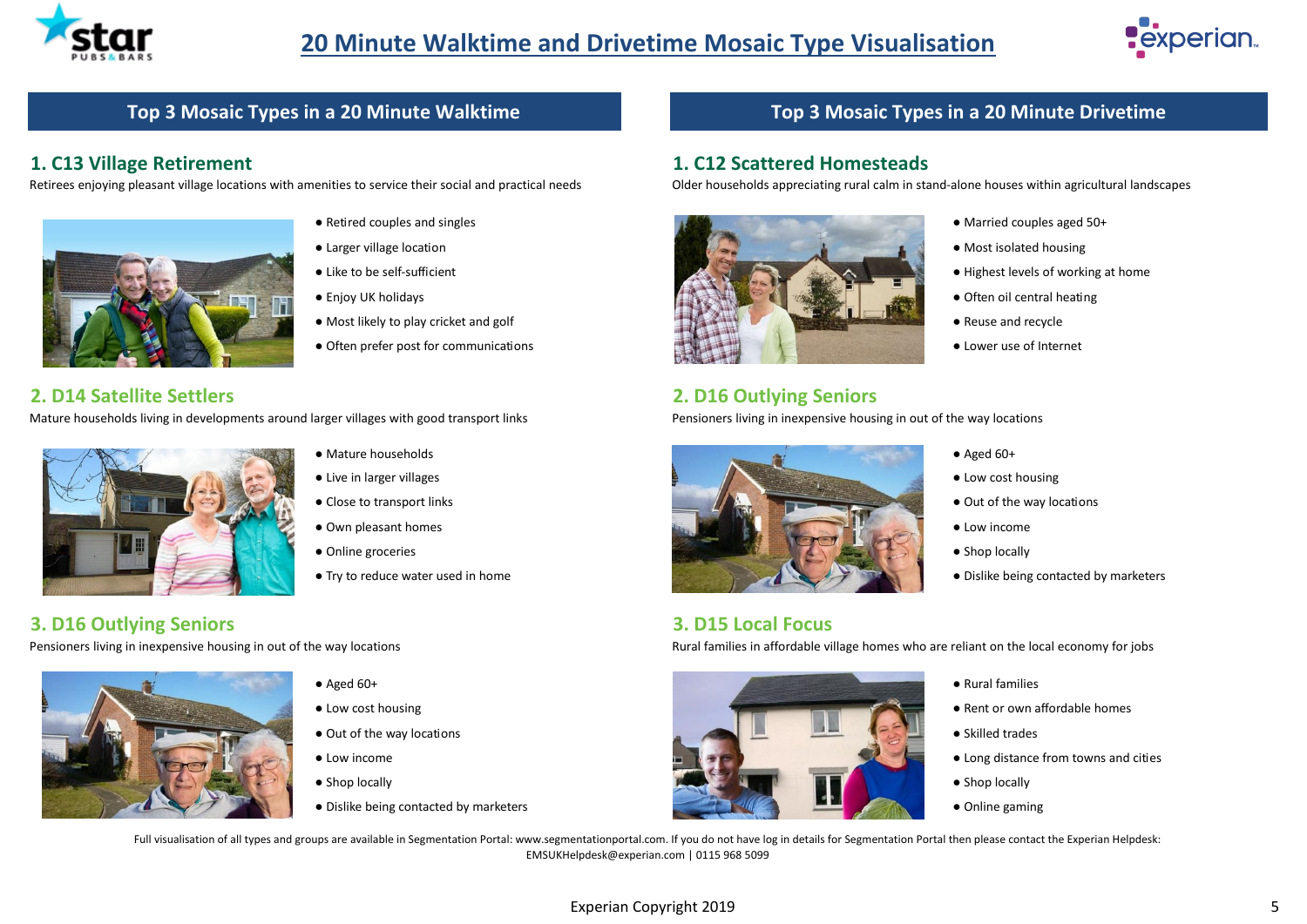# 20 Minute Walktime and Drivetime Mosaic Type Visualisation

## Top 3 Mosaic Types in a 20 Minute Walktime

### 1. C13 Village Retirement

Retirees enjoying pleasant village locations with amenities to service their social and practical needs

- Retired couples and singles
- Larger village location
- Like to be self-sufficient
- Enjoy UK holidays
- Most likely to play cricket and golf
- Often prefer post for communications

### 2. D14 Satellite Settlers

Mature households living in developments around larger villages with good transport links

- Mature households
- Live in larger villages
- Close to transport links
- Own pleasant homes
- Online groceries
- Try to reduce water used in home

### 3. D16 Outlying Seniors

Pensioners living in inexpensive housing in out of the way locations

- Aged 60+
- Low cost housing
- Out of the way locations
- Low income
- Shop locally
- Dislike being contacted by marketers

## Top 3 Mosaic Types in a 20 Minute Drivetime

### 1. C12 Scattered Homesteads

Older households appreciating rural calm in stand-alone houses within agricultural landscapes

- Married couples aged 50+
- Most isolated housing
- Highest levels of working at home
- Often oil central heating
- Reuse and recycle
- Lower use of Internet

### 2. D16 Outlying Seniors

Pensioners living in inexpensive housing in out of the way locations

- Aged 60+
- Low cost housing
- Out of the way locations
- Low income
- Shop locally
- Dislike being contacted by marketers

### 3. D15 Local Focus

Rural families in affordable village homes who are reliant on the local economy for jobs

- Rural families
- Rent or own affordable homes
- Skilled trades
- Long distance from towns and cities
- Shop locally
- Online gaming

Full visualisation of all types and groups are available in Segmentation Portal: www.segmentationportal.com. If you do not have log in details for Segmentation Portal then please contact the Experian Helpdesk: EMSUKHelpdesk@experian.com | 0115 968 5099

Experian Copyright 2019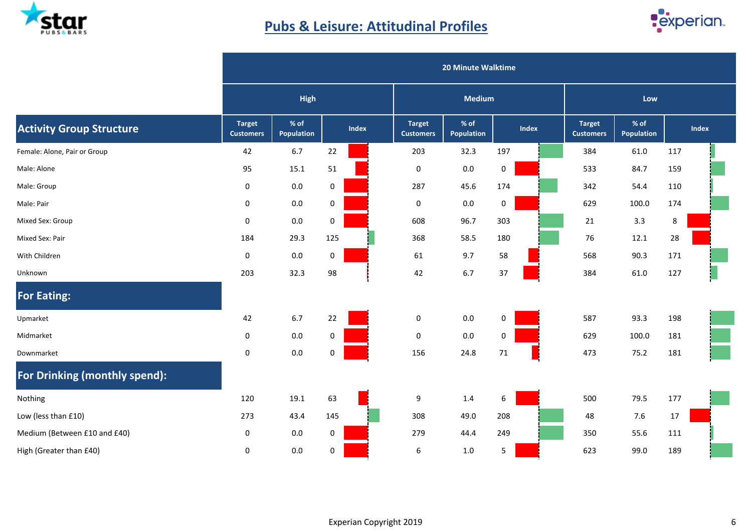# Pubs & Leisure: Attitudinal Profiles

| | 20 Minute Walktime | | | | | | | | |
|---|---|---|---|---|---|---|---|---|---|
| | High | | | Medium | | | Low | | |
| **Activity Group Structure** | Target Customers | % of Population | Index | Target Customers | % of Population | Index | Target Customers | % of Population | Index |
| Female: Alone, Pair or Group | 42 | 6.7 | 22 | 203 | 32.3 | 197 | 384 | 61.0 | 117 |
| Male: Alone | 95 | 15.1 | 51 | 0 | 0.0 | 0 | 533 | 84.7 | 159 |
| Male: Group | 0 | 0.0 | 0 | 287 | 45.6 | 174 | 342 | 54.4 | 110 |
| Male: Pair | 0 | 0.0 | 0 | 0 | 0.0 | 0 | 629 | 100.0 | 174 |
| Mixed Sex: Group | 0 | 0.0 | 0 | 608 | 96.7 | 303 | 21 | 3.3 | 8 |
| Mixed Sex: Pair | 184 | 29.3 | 125 | 368 | 58.5 | 180 | 76 | 12.1 | 28 |
| With Children | 0 | 0.0 | 0 | 61 | 9.7 | 58 | 568 | 90.3 | 171 |
| Unknown | 203 | 32.3 | 98 | 42 | 6.7 | 37 | 384 | 61.0 | 127 |
| **For Eating:** | | | | | | | | | |
| Upmarket | 42 | 6.7 | 22 | 0 | 0.0 | 0 | 587 | 93.3 | 198 |
| Midmarket | 0 | 0.0 | 0 | 0 | 0.0 | 0 | 629 | 100.0 | 181 |
| Downmarket | 0 | 0.0 | 0 | 156 | 24.8 | 71 | 473 | 75.2 | 181 |
| **For Drinking (monthly spend):** | | | | | | | | | |
| Nothing | 120 | 19.1 | 63 | 9 | 1.4 | 6 | 500 | 79.5 | 177 |
| Low (less than £10) | 273 | 43.4 | 145 | 308 | 49.0 | 208 | 48 | 7.6 | 17 |
| Medium (Between £10 and £40) | 0 | 0.0 | 0 | 279 | 44.4 | 249 | 350 | 55.6 | 111 |
| High (Greater than £40) | 0 | 0.0 | 0 | 6 | 1.0 | 5 | 623 | 99.0 | 189 |

Experian Copyright 2019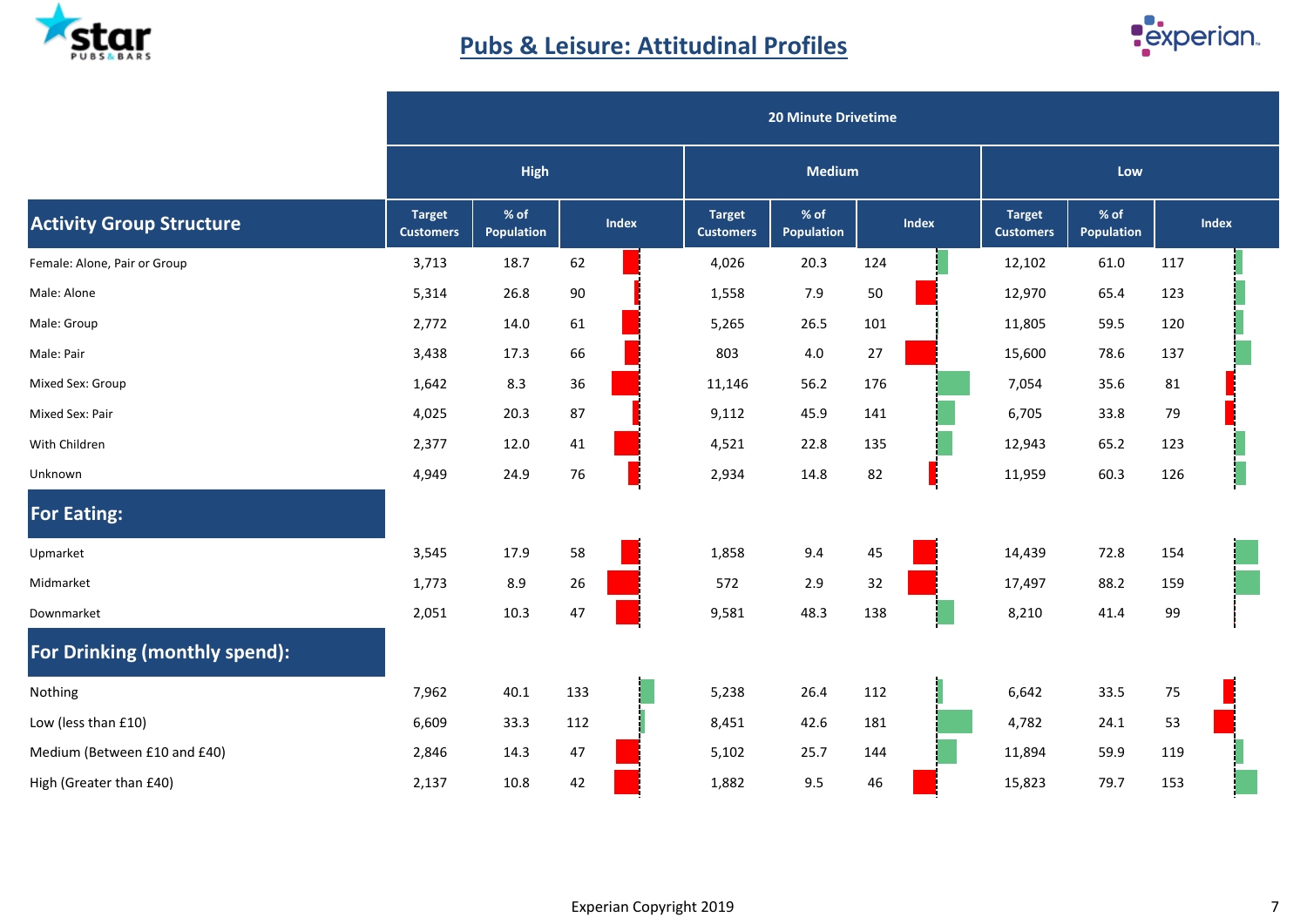# Pubs & Leisure: Attitudinal Profiles

| | 20 Minute Drivetime | | | | | | | | |
|---|---|---|---|---|---|---|---|---|---|
| | High | | | Medium | | | Low | | |
| **Activity Group Structure** | Target Customers | % of Population | Index | Target Customers | % of Population | Index | Target Customers | % of Population | Index |
| Female: Alone, Pair or Group | 3,713 | 18.7 | 62 | 4,026 | 20.3 | 124 | 12,102 | 61.0 | 117 |
| Male: Alone | 5,314 | 26.8 | 90 | 1,558 | 7.9 | 50 | 12,970 | 65.4 | 123 |
| Male: Group | 2,772 | 14.0 | 61 | 5,265 | 26.5 | 101 | 11,805 | 59.5 | 120 |
| Male: Pair | 3,438 | 17.3 | 66 | 803 | 4.0 | 27 | 15,600 | 78.6 | 137 |
| Mixed Sex: Group | 1,642 | 8.3 | 36 | 11,146 | 56.2 | 176 | 7,054 | 35.6 | 81 |
| Mixed Sex: Pair | 4,025 | 20.3 | 87 | 9,112 | 45.9 | 141 | 6,705 | 33.8 | 79 |
| With Children | 2,377 | 12.0 | 41 | 4,521 | 22.8 | 135 | 12,943 | 65.2 | 123 |
| Unknown | 4,949 | 24.9 | 76 | 2,934 | 14.8 | 82 | 11,959 | 60.3 | 126 |
| **For Eating:** | | | | | | | | | |
| Upmarket | 3,545 | 17.9 | 58 | 1,858 | 9.4 | 45 | 14,439 | 72.8 | 154 |
| Midmarket | 1,773 | 8.9 | 26 | 572 | 2.9 | 32 | 17,497 | 88.2 | 159 |
| Downmarket | 2,051 | 10.3 | 47 | 9,581 | 48.3 | 138 | 8,210 | 41.4 | 99 |
| **For Drinking (monthly spend):** | | | | | | | | | |
| Nothing | 7,962 | 40.1 | 133 | 5,238 | 26.4 | 112 | 6,642 | 33.5 | 75 |
| Low (less than £10) | 6,609 | 33.3 | 112 | 8,451 | 42.6 | 181 | 4,782 | 24.1 | 53 |
| Medium (Between £10 and £40) | 2,846 | 14.3 | 47 | 5,102 | 25.7 | 144 | 11,894 | 59.9 | 119 |
| High (Greater than £40) | 2,137 | 10.8 | 42 | 1,882 | 9.5 | 46 | 15,823 | 79.7 | 153 |

Experian Copyright 2019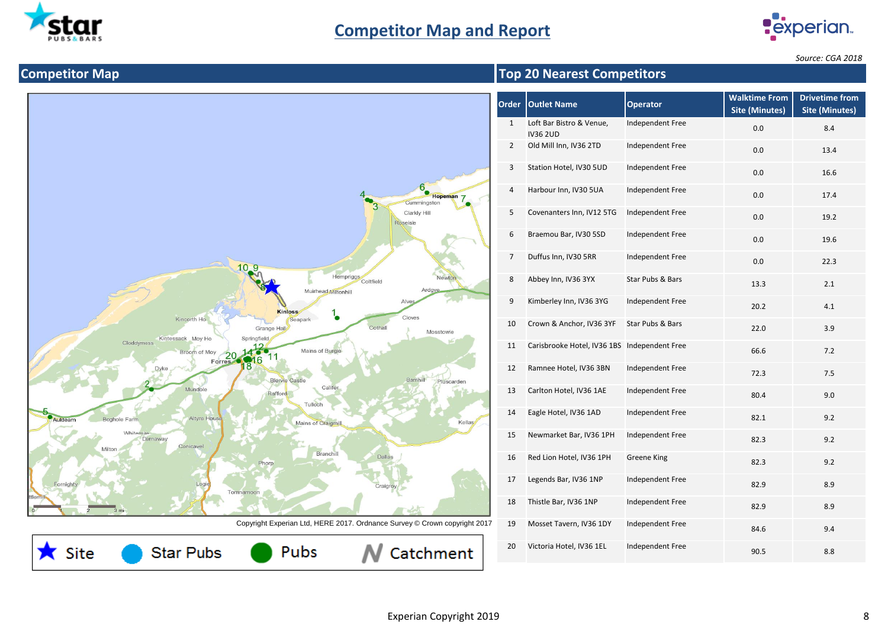# Competitor Map and Report

*Source: CGA 2018*

## Competitor Map

Copyright Experian Ltd, HERE 2017. Ordnance Survey © Crown copyright 2017

Site | Star Pubs | Pubs | Catchment

## Top 20 Nearest Competitors

| Order | Outlet Name | Operator | Walktime From Site (Minutes) | Drivetime from Site (Minutes) |
|---|---|---|---|---|
| 1 | Loft Bar Bistro & Venue, IV36 2UD | Independent Free | 0.0 | 8.4 |
| 2 | Old Mill Inn, IV36 2TD | Independent Free | 0.0 | 13.4 |
| 3 | Station Hotel, IV30 5UD | Independent Free | 0.0 | 16.6 |
| 4 | Harbour Inn, IV30 5UA | Independent Free | 0.0 | 17.4 |
| 5 | Covenanters Inn, IV12 5TG | Independent Free | 0.0 | 19.2 |
| 6 | Braemou Bar, IV30 5SD | Independent Free | 0.0 | 19.6 |
| 7 | Duffus Inn, IV30 5RR | Independent Free | 0.0 | 22.3 |
| 8 | Abbey Inn, IV36 3YX | Star Pubs & Bars | 13.3 | 2.1 |
| 9 | Kimberley Inn, IV36 3YG | Independent Free | 20.2 | 4.1 |
| 10 | Crown & Anchor, IV36 3YF | Star Pubs & Bars | 22.0 | 3.9 |
| 11 | Carisbrooke Hotel, IV36 1BS | Independent Free | 66.6 | 7.2 |
| 12 | Ramnee Hotel, IV36 3BN | Independent Free | 72.3 | 7.5 |
| 13 | Carlton Hotel, IV36 1AE | Independent Free | 80.4 | 9.0 |
| 14 | Eagle Hotel, IV36 1AD | Independent Free | 82.1 | 9.2 |
| 15 | Newmarket Bar, IV36 1PH | Independent Free | 82.3 | 9.2 |
| 16 | Red Lion Hotel, IV36 1PH | Greene King | 82.3 | 9.2 |
| 17 | Legends Bar, IV36 1NP | Independent Free | 82.9 | 8.9 |
| 18 | Thistle Bar, IV36 1NP | Independent Free | 82.9 | 8.9 |
| 19 | Mosset Tavern, IV36 1DY | Independent Free | 84.6 | 9.4 |
| 20 | Victoria Hotel, IV36 1EL | Independent Free | 90.5 | 8.8 |

Experian Copyright 2019